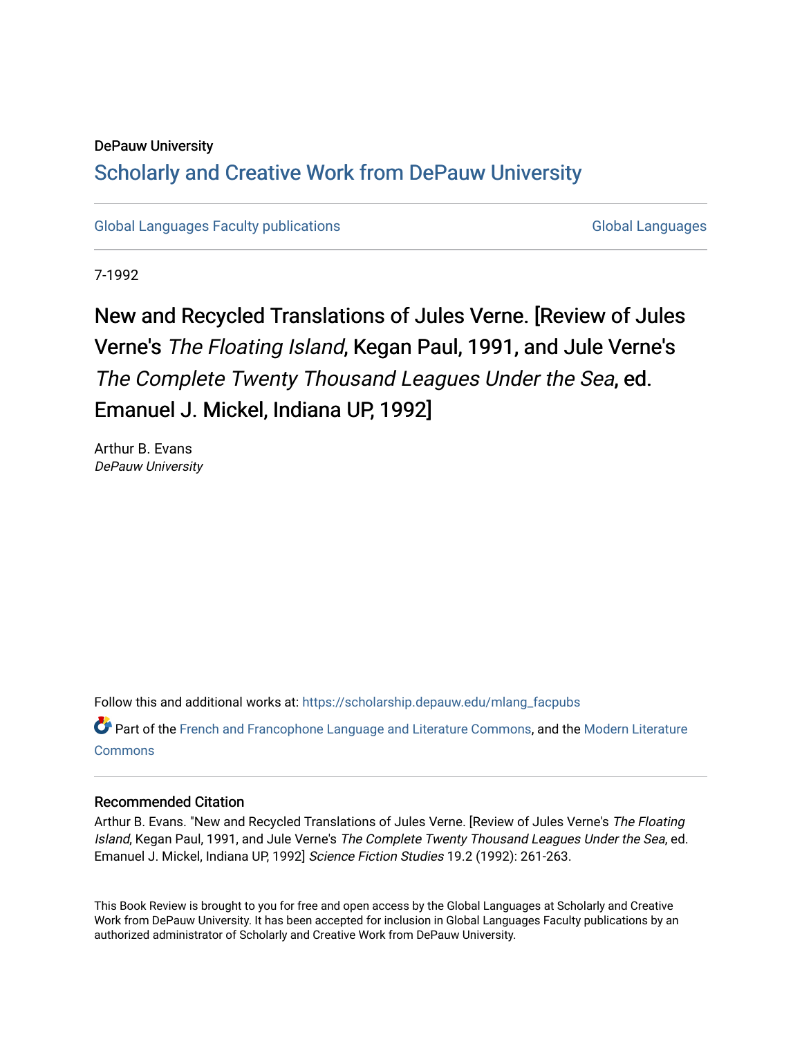DePauw University

## Scholarly and Creative Work from DePauw University

Global Languages Faculty publications | Global Languages

7-1992

# New and Recycled Translations of Jules Verne. [Review of Jules Verne's *The Floating Island*, Kegan Paul, 1991, and Jule Verne's *The Complete Twenty Thousand Leagues Under the Sea*, ed. Emanuel J. Mickel, Indiana UP, 1992]

Arthur B. Evans
*DePauw University*

Follow this and additional works at: https://scholarship.depauw.edu/mlang_facpubs

Part of the French and Francophone Language and Literature Commons, and the Modern Literature Commons

### Recommended Citation

Arthur B. Evans. "New and Recycled Translations of Jules Verne. [Review of Jules Verne's *The Floating Island*, Kegan Paul, 1991, and Jule Verne's *The Complete Twenty Thousand Leagues Under the Sea*, ed. Emanuel J. Mickel, Indiana UP, 1992] *Science Fiction Studies* 19.2 (1992): 261-263.

This Book Review is brought to you for free and open access by the Global Languages at Scholarly and Creative Work from DePauw University. It has been accepted for inclusion in Global Languages Faculty publications by an authorized administrator of Scholarly and Creative Work from DePauw University.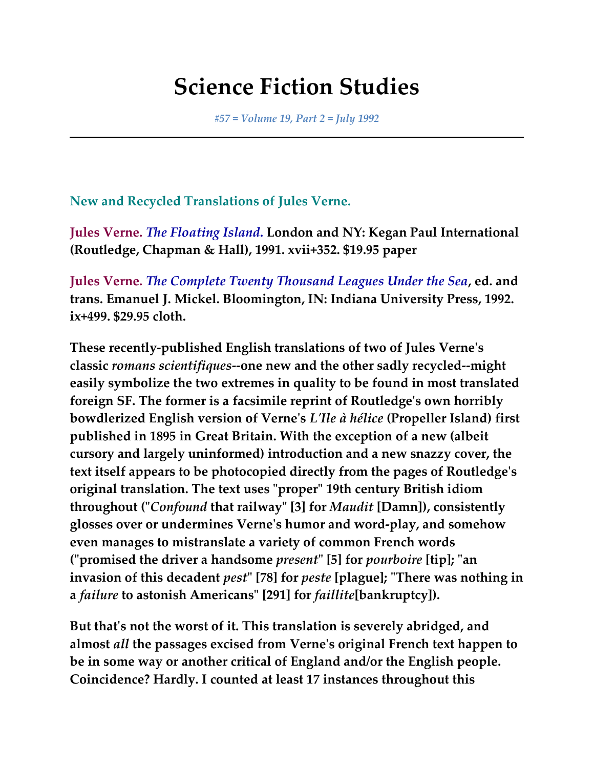# Science Fiction Studies

*#57 = Volume 19, Part 2 = July 1992*

---

## New and Recycled Translations of Jules Verne.

**Jules Verne.** ***The Floating Island.*** **London and NY: Kegan Paul International (Routledge, Chapman & Hall), 1991. xvii+352. $19.95 paper**

**Jules Verne.** ***The Complete Twenty Thousand Leagues Under the Sea*****, ed. and trans. Emanuel J. Mickel. Bloomington, IN: Indiana University Press, 1992. ix+499. $29.95 cloth.**

**These recently-published English translations of two of Jules Verne's classic *romans scientifiques*--one new and the other sadly recycled--might easily symbolize the two extremes in quality to be found in most translated foreign SF. The former is a facsimile reprint of Routledge's own horribly bowdlerized English version of Verne's *L'Ile à hélice* (Propeller Island) first published in 1895 in Great Britain. With the exception of a new (albeit cursory and largely uninformed) introduction and a new snazzy cover, the text itself appears to be photocopied directly from the pages of Routledge's original translation. The text uses "proper" 19th century British idiom throughout ("*Confound* that railway" [3] for *Maudit* [Damn]), consistently glosses over or undermines Verne's humor and word-play, and somehow even manages to mistranslate a variety of common French words ("promised the driver a handsome *present*" [5] for *pourboire* [tip]; "an invasion of this decadent *pest*" [78] for *peste* [plague]; "There was nothing in a *failure* to astonish Americans" [291] for *faillite*[bankruptcy]).**

**But that's not the worst of it. This translation is severely abridged, and almost *all* the passages excised from Verne's original French text happen to be in some way or another critical of England and/or the English people. Coincidence? Hardly. I counted at least 17 instances throughout this**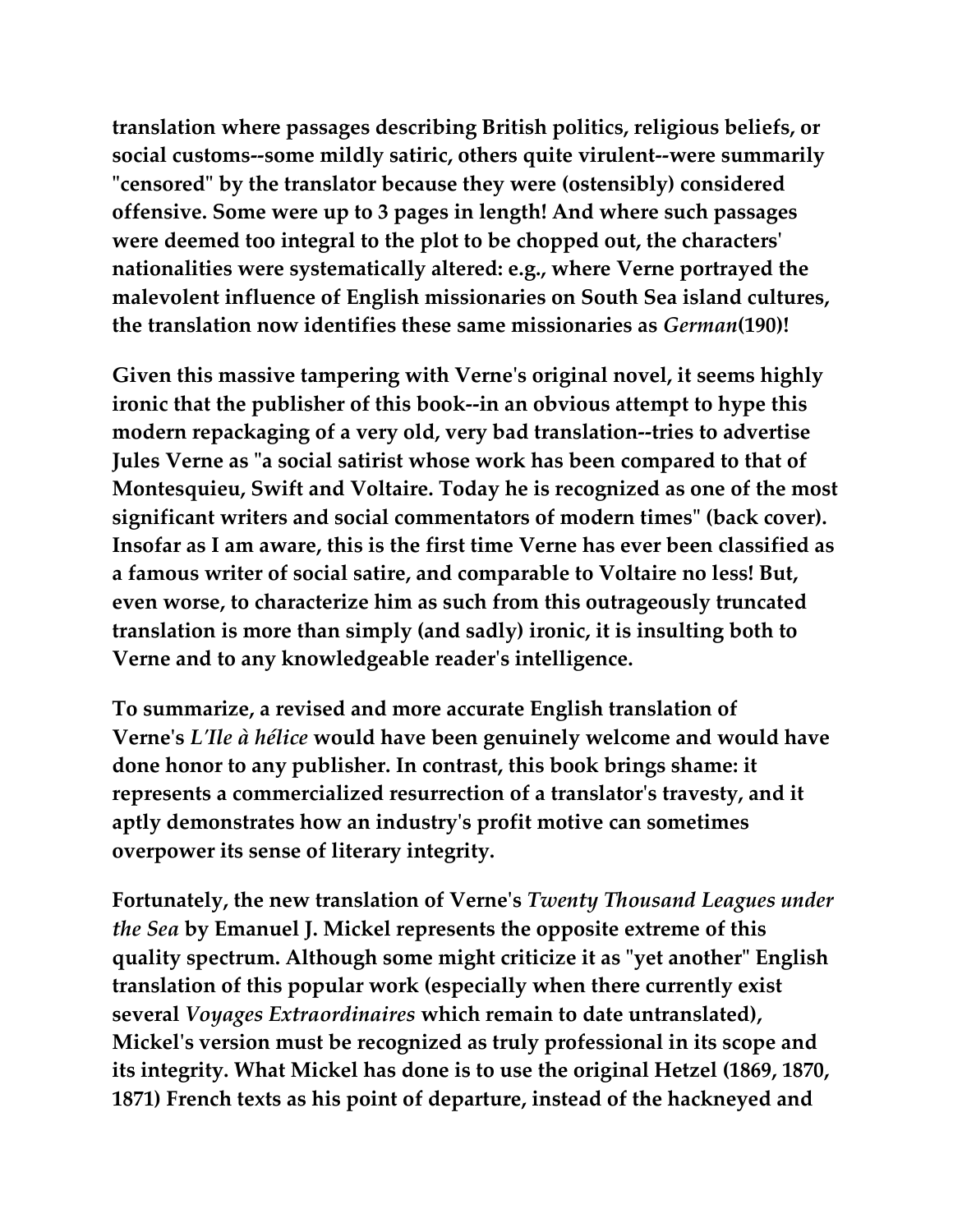**translation where passages describing British politics, religious beliefs, or social customs--some mildly satiric, others quite virulent--were summarily "censored" by the translator because they were (ostensibly) considered offensive. Some were up to 3 pages in length! And where such passages were deemed too integral to the plot to be chopped out, the characters' nationalities were systematically altered: e.g., where Verne portrayed the malevolent influence of English missionaries on South Sea island cultures, the translation now identifies these same missionaries as *German*(190)!**

**Given this massive tampering with Verne's original novel, it seems highly ironic that the publisher of this book--in an obvious attempt to hype this modern repackaging of a very old, very bad translation--tries to advertise Jules Verne as "a social satirist whose work has been compared to that of Montesquieu, Swift and Voltaire. Today he is recognized as one of the most significant writers and social commentators of modern times" (back cover). Insofar as I am aware, this is the first time Verne has ever been classified as a famous writer of social satire, and comparable to Voltaire no less! But, even worse, to characterize him as such from this outrageously truncated translation is more than simply (and sadly) ironic, it is insulting both to Verne and to any knowledgeable reader's intelligence.**

**To summarize, a revised and more accurate English translation of Verne's *L'Ile à hélice* would have been genuinely welcome and would have done honor to any publisher. In contrast, this book brings shame: it represents a commercialized resurrection of a translator's travesty, and it aptly demonstrates how an industry's profit motive can sometimes overpower its sense of literary integrity.**

**Fortunately, the new translation of Verne's *Twenty Thousand Leagues under the Sea* by Emanuel J. Mickel represents the opposite extreme of this quality spectrum. Although some might criticize it as "yet another" English translation of this popular work (especially when there currently exist several *Voyages Extraordinaires* which remain to date untranslated), Mickel's version must be recognized as truly professional in its scope and its integrity. What Mickel has done is to use the original Hetzel (1869, 1870, 1871) French texts as his point of departure, instead of the hackneyed and**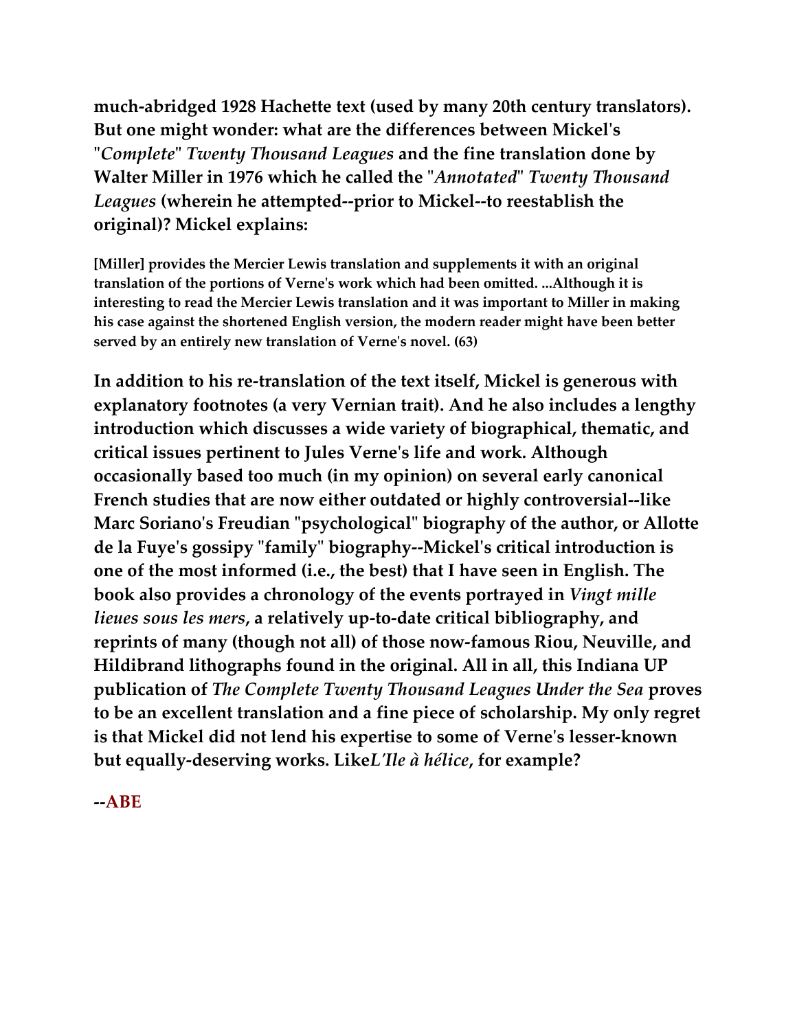**much-abridged 1928 Hachette text (used by many 20th century translators). But one might wonder: what are the differences between Mickel's "*Complete*" *Twenty Thousand Leagues* and the fine translation done by Walter Miller in 1976 which he called the "*Annotated*" *Twenty Thousand Leagues* (wherein he attempted--prior to Mickel--to reestablish the original)? Mickel explains:**

> **[Miller] provides the Mercier Lewis translation and supplements it with an original translation of the portions of Verne's work which had been omitted. ...Although it is interesting to read the Mercier Lewis translation and it was important to Miller in making his case against the shortened English version, the modern reader might have been better served by an entirely new translation of Verne's novel. (63)**

**In addition to his re-translation of the text itself, Mickel is generous with explanatory footnotes (a very Vernian trait). And he also includes a lengthy introduction which discusses a wide variety of biographical, thematic, and critical issues pertinent to Jules Verne's life and work. Although occasionally based too much (in my opinion) on several early canonical French studies that are now either outdated or highly controversial--like Marc Soriano's Freudian "psychological" biography of the author, or Allotte de la Fuye's gossipy "family" biography--Mickel's critical introduction is one of the most informed (i.e., the best) that I have seen in English. The book also provides a chronology of the events portrayed in *Vingt mille lieues sous les mers*, a relatively up-to-date critical bibliography, and reprints of many (though not all) of those now-famous Riou, Neuville, and Hildibrand lithographs found in the original. All in all, this Indiana UP publication of *The Complete Twenty Thousand Leagues Under the Sea* proves to be an excellent translation and a fine piece of scholarship. My only regret is that Mickel did not lend his expertise to some of Verne's lesser-known but equally-deserving works. Like*L'Ile à hélice*, for example?**

**--ABE**